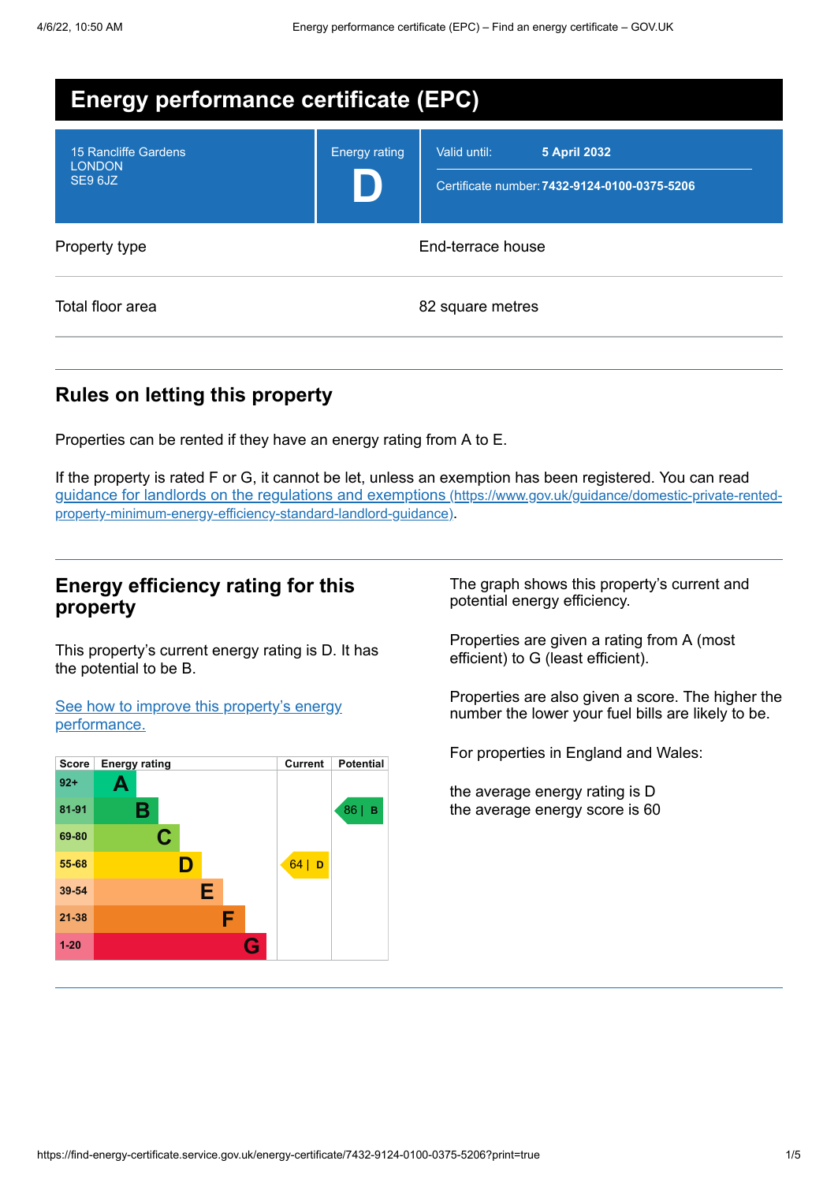# Energy performance certificate (EPC)

| | | |
|---|---|---|
| 15 Rancliffe Gardens<br>LONDON<br>SE9 6JZ | Energy rating<br>**D** | Valid until: **5 April 2032**<br>Certificate number: **7432-9124-0100-0375-5206** |

| | |
|---|---|
| Property type | End-terrace house |
| Total floor area | 82 square metres |

## Rules on letting this property

Properties can be rented if they have an energy rating from A to E.

If the property is rated F or G, it cannot be let, unless an exemption has been registered. You can read [guidance for landlords on the regulations and exemptions (https://www.gov.uk/guidance/domestic-private-rented-property-minimum-energy-efficiency-standard-landlord-guidance)](https://www.gov.uk/guidance/domestic-private-rented-property-minimum-energy-efficiency-standard-landlord-guidance).

## Energy efficiency rating for this property

This property's current energy rating is D. It has the potential to be B.

[See how to improve this property's energy performance.]()

| Score | Energy rating | Current | Potential |
|---|---|---|---|
| 92+ | A | | |
| 81-91 | B | | 86 \| B |
| 69-80 | C | | |
| 55-68 | D | 64 \| D | |
| 39-54 | E | | |
| 21-38 | F | | |
| 1-20 | G | | |

The graph shows this property's current and potential energy efficiency.

Properties are given a rating from A (most efficient) to G (least efficient).

Properties are also given a score. The higher the number the lower your fuel bills are likely to be.

For properties in England and Wales:

the average energy rating is D
the average energy score is 60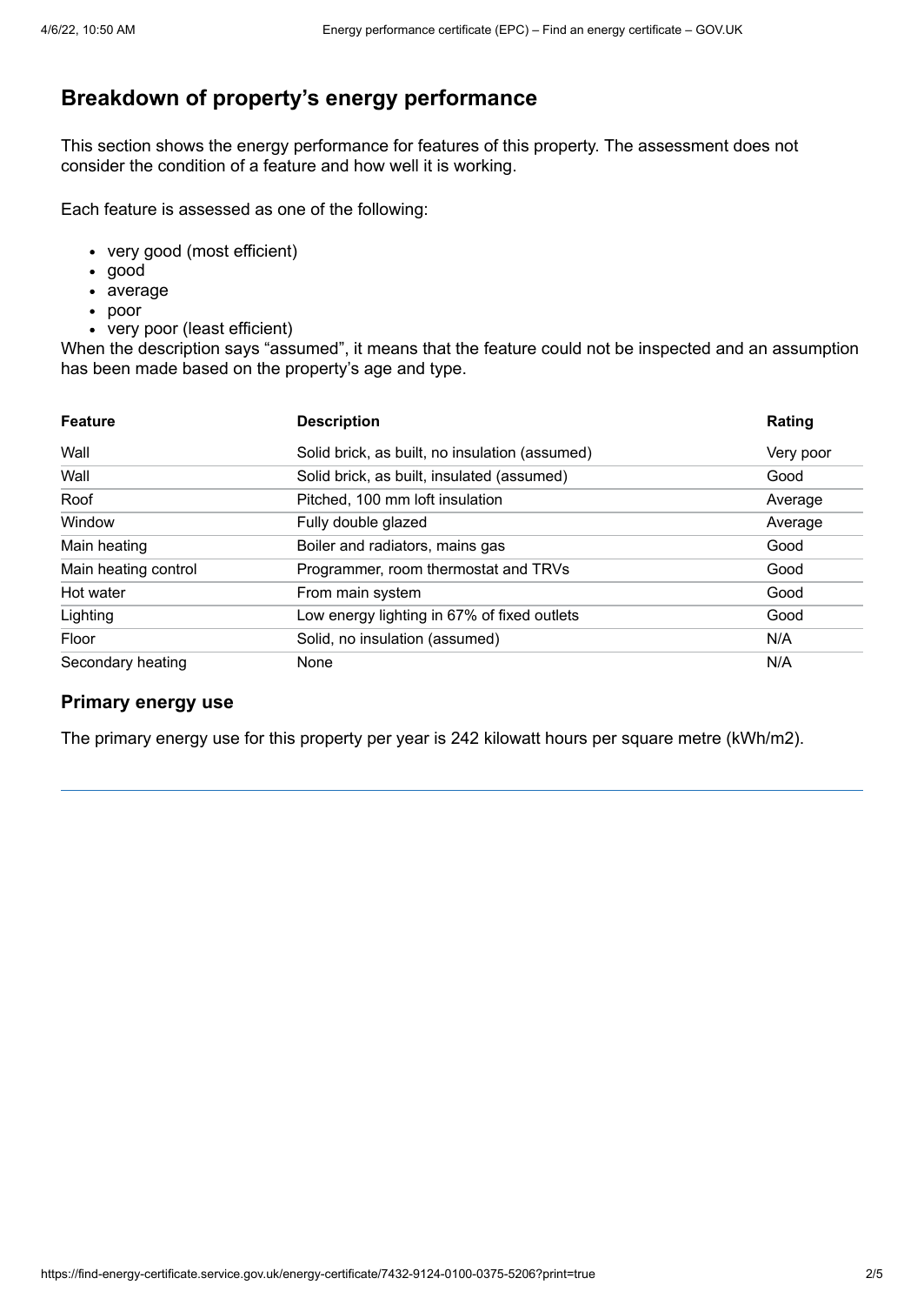## Breakdown of property's energy performance

This section shows the energy performance for features of this property. The assessment does not consider the condition of a feature and how well it is working.

Each feature is assessed as one of the following:

- very good (most efficient)
- good
- average
- poor
- very poor (least efficient)

When the description says "assumed", it means that the feature could not be inspected and an assumption has been made based on the property's age and type.

| Feature | Description | Rating |
|---|---|---|
| Wall | Solid brick, as built, no insulation (assumed) | Very poor |
| Wall | Solid brick, as built, insulated (assumed) | Good |
| Roof | Pitched, 100 mm loft insulation | Average |
| Window | Fully double glazed | Average |
| Main heating | Boiler and radiators, mains gas | Good |
| Main heating control | Programmer, room thermostat and TRVs | Good |
| Hot water | From main system | Good |
| Lighting | Low energy lighting in 67% of fixed outlets | Good |
| Floor | Solid, no insulation (assumed) | N/A |
| Secondary heating | None | N/A |

### Primary energy use

The primary energy use for this property per year is 242 kilowatt hours per square metre (kWh/m2).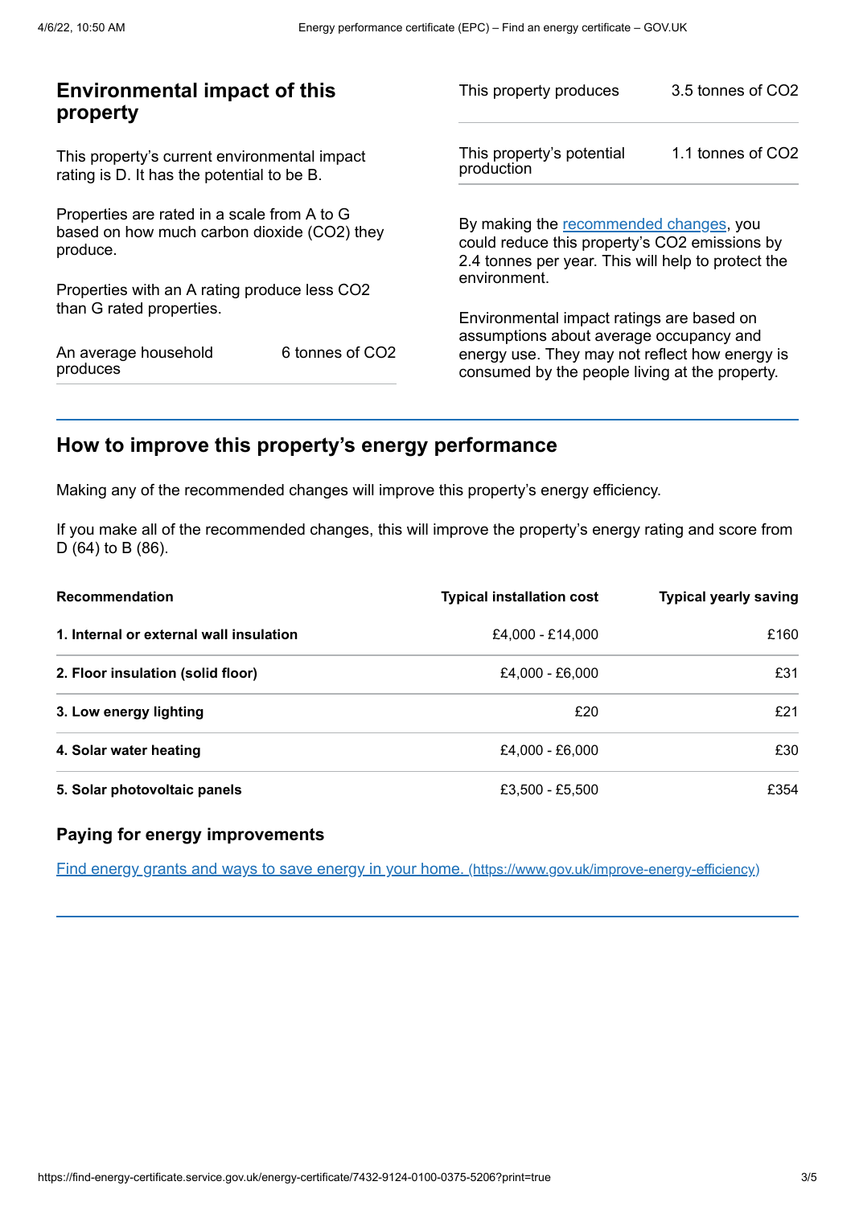## Environmental impact of this property

This property's current environmental impact rating is D. It has the potential to be B.

Properties are rated in a scale from A to G based on how much carbon dioxide ($CO_2$) they produce.

Properties with an A rating produce less $CO_2$ than G rated properties.

| | |
|---|---|
| An average household produces | 6 tonnes of $CO_2$ |

| | |
|---|---|
| This property produces | 3.5 tonnes of $CO_2$ |
| This property's potential production | 1.1 tonnes of $CO_2$ |

By making the recommended changes, you could reduce this property's $CO_2$ emissions by 2.4 tonnes per year. This will help to protect the environment.

Environmental impact ratings are based on assumptions about average occupancy and energy use. They may not reflect how energy is consumed by the people living at the property.

## How to improve this property's energy performance

Making any of the recommended changes will improve this property's energy efficiency.

If you make all of the recommended changes, this will improve the property's energy rating and score from D (64) to B (86).

| Recommendation | Typical installation cost | Typical yearly saving |
|---|---|---|
| **1. Internal or external wall insulation** | £4,000 - £14,000 | £160 |
| **2. Floor insulation (solid floor)** | £4,000 - £6,000 | £31 |
| **3. Low energy lighting** | £20 | £21 |
| **4. Solar water heating** | £4,000 - £6,000 | £30 |
| **5. Solar photovoltaic panels** | £3,500 - £5,500 | £354 |

### Paying for energy improvements

[Find energy grants and ways to save energy in your home. (https://www.gov.uk/improve-energy-efficiency)](https://www.gov.uk/improve-energy-efficiency)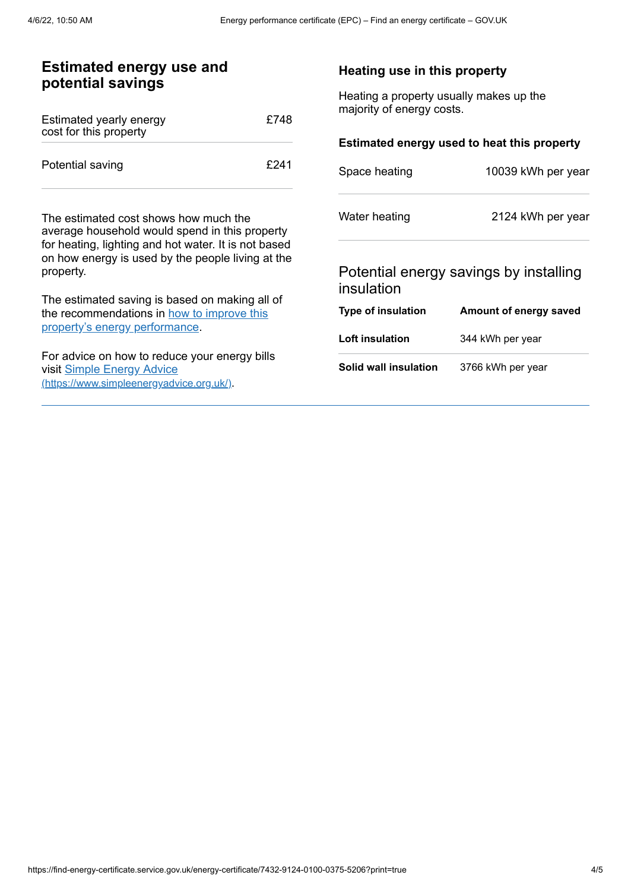## Estimated energy use and potential savings

| | |
|---|---|
| Estimated yearly energy cost for this property | £748 |
| Potential saving | £241 |

The estimated cost shows how much the average household would spend in this property for heating, lighting and hot water. It is not based on how energy is used by the people living at the property.

The estimated saving is based on making all of the recommendations in how to improve this property's energy performance.

For advice on how to reduce your energy bills visit Simple Energy Advice (https://www.simpleenergyadvice.org.uk/).

### Heating use in this property

Heating a property usually makes up the majority of energy costs.

#### Estimated energy used to heat this property

| | |
|---|---|
| Space heating | 10039 kWh per year |
| Water heating | 2124 kWh per year |

### Potential energy savings by installing insulation

| Type of insulation | Amount of energy saved |
|---|---|
| **Loft insulation** | 344 kWh per year |
| **Solid wall insulation** | 3766 kWh per year |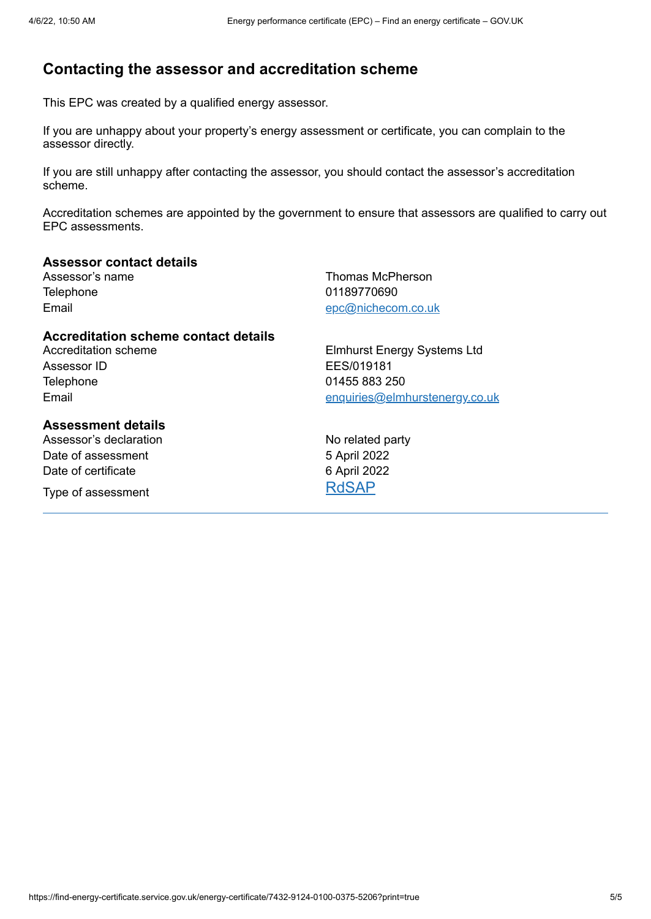## Contacting the assessor and accreditation scheme

This EPC was created by a qualified energy assessor.

If you are unhappy about your property's energy assessment or certificate, you can complain to the assessor directly.

If you are still unhappy after contacting the assessor, you should contact the assessor's accreditation scheme.

Accreditation schemes are appointed by the government to ensure that assessors are qualified to carry out EPC assessments.

### Assessor contact details

| | |
|---|---|
| Assessor's name | Thomas McPherson |
| Telephone | 01189770690 |
| Email | epc@nichecom.co.uk |

### Accreditation scheme contact details

| | |
|---|---|
| Accreditation scheme | Elmhurst Energy Systems Ltd |
| Assessor ID | EES/019181 |
| Telephone | 01455 883 250 |
| Email | enquiries@elmhurstenergy.co.uk |

### Assessment details

| | |
|---|---|
| Assessor's declaration | No related party |
| Date of assessment | 5 April 2022 |
| Date of certificate | 6 April 2022 |
| Type of assessment | RdSAP |